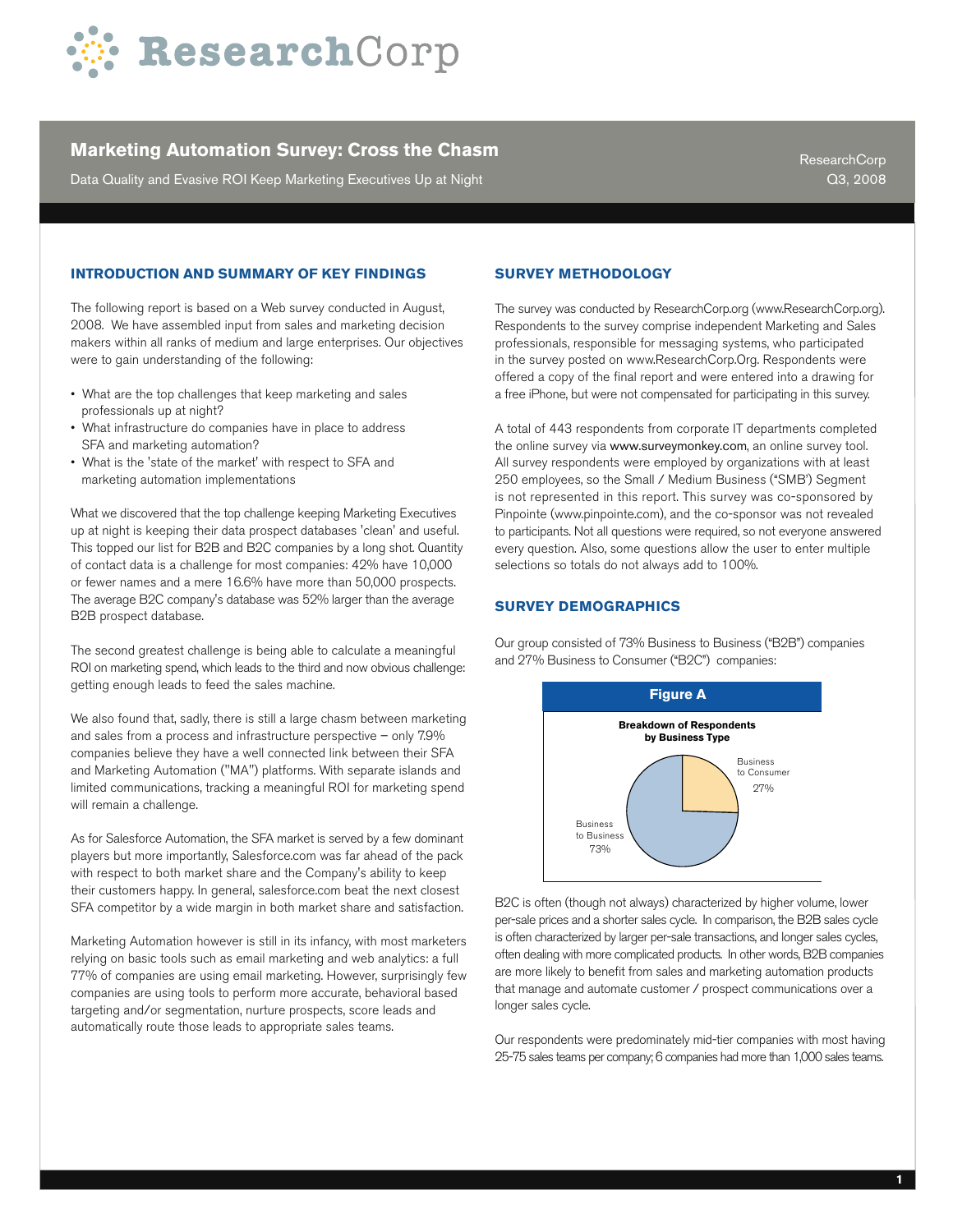# ResearchCorp

## Marketing Automation Survey: Cross the Chasm

Data Quality and Evasive ROI Keep Marketing Executives Up at Night

ResearchCorp
Q3, 2008

### INTRODUCTION AND SUMMARY OF KEY FINDINGS

The following report is based on a Web survey conducted in August, 2008. We have assembled input from sales and marketing decision makers within all ranks of medium and large enterprises. Our objectives were to gain understanding of the following:

- What are the top challenges that keep marketing and sales professionals up at night?
- What infrastructure do companies have in place to address SFA and marketing automation?
- What is the 'state of the market' with respect to SFA and marketing automation implementations

What we discovered that the top challenge keeping Marketing Executives up at night is keeping their data prospect databases 'clean' and useful. This topped our list for B2B and B2C companies by a long shot. Quantity of contact data is a challenge for most companies: 42% have 10,000 or fewer names and a mere 16.6% have more than 50,000 prospects. The average B2C company's database was 52% larger than the average B2B prospect database.

The second greatest challenge is being able to calculate a meaningful ROI on marketing spend, which leads to the third and now obvious challenge: getting enough leads to feed the sales machine.

We also found that, sadly, there is still a large chasm between marketing and sales from a process and infrastructure perspective – only 7.9% companies believe they have a well connected link between their SFA and Marketing Automation ("MA") platforms. With separate islands and limited communications, tracking a meaningful ROI for marketing spend will remain a challenge.

As for Salesforce Automation, the SFA market is served by a few dominant players but more importantly, Salesforce.com was far ahead of the pack with respect to both market share and the Company's ability to keep their customers happy. In general, salesforce.com beat the next closest SFA competitor by a wide margin in both market share and satisfaction.

Marketing Automation however is still in its infancy, with most marketers relying on basic tools such as email marketing and web analytics: a full 77% of companies are using email marketing. However, surprisingly few companies are using tools to perform more accurate, behavioral based targeting and/or segmentation, nurture prospects, score leads and automatically route those leads to appropriate sales teams.

### SURVEY METHODOLOGY

The survey was conducted by ResearchCorp.org (www.ResearchCorp.org). Respondents to the survey comprise independent Marketing and Sales professionals, responsible for messaging systems, who participated in the survey posted on www.ResearchCorp.Org. Respondents were offered a copy of the final report and were entered into a drawing for a free iPhone, but were not compensated for participating in this survey.

A total of 443 respondents from corporate IT departments completed the online survey via www.surveymonkey.com, an online survey tool. All survey respondents were employed by organizations with at least 250 employees, so the Small / Medium Business ("SMB") Segment is not represented in this report. This survey was co-sponsored by Pinpointe (www.pinpointe.com), and the co-sponsor was not revealed to participants. Not all questions were required, so not everyone answered every question. Also, some questions allow the user to enter multiple selections so totals do not always add to 100%.

### SURVEY DEMOGRAPHICS

Our group consisted of 73% Business to Business ("B2B") companies and 27% Business to Consumer ("B2C") companies:

**Figure A**

**Breakdown of Respondents by Business Type**

| Business Type | Share |
|---|---|
| Business to Consumer | 27% |
| Business to Business | 73% |

B2C is often (though not always) characterized by higher volume, lower per-sale prices and a shorter sales cycle. In comparison, the B2B sales cycle is often characterized by larger per-sale transactions, and longer sales cycles, often dealing with more complicated products. In other words, B2B companies are more likely to benefit from sales and marketing automation products that manage and automate customer / prospect communications over a longer sales cycle.

Our respondents were predominately mid-tier companies with most having 25-75 sales teams per company; 6 companies had more than 1,000 sales teams.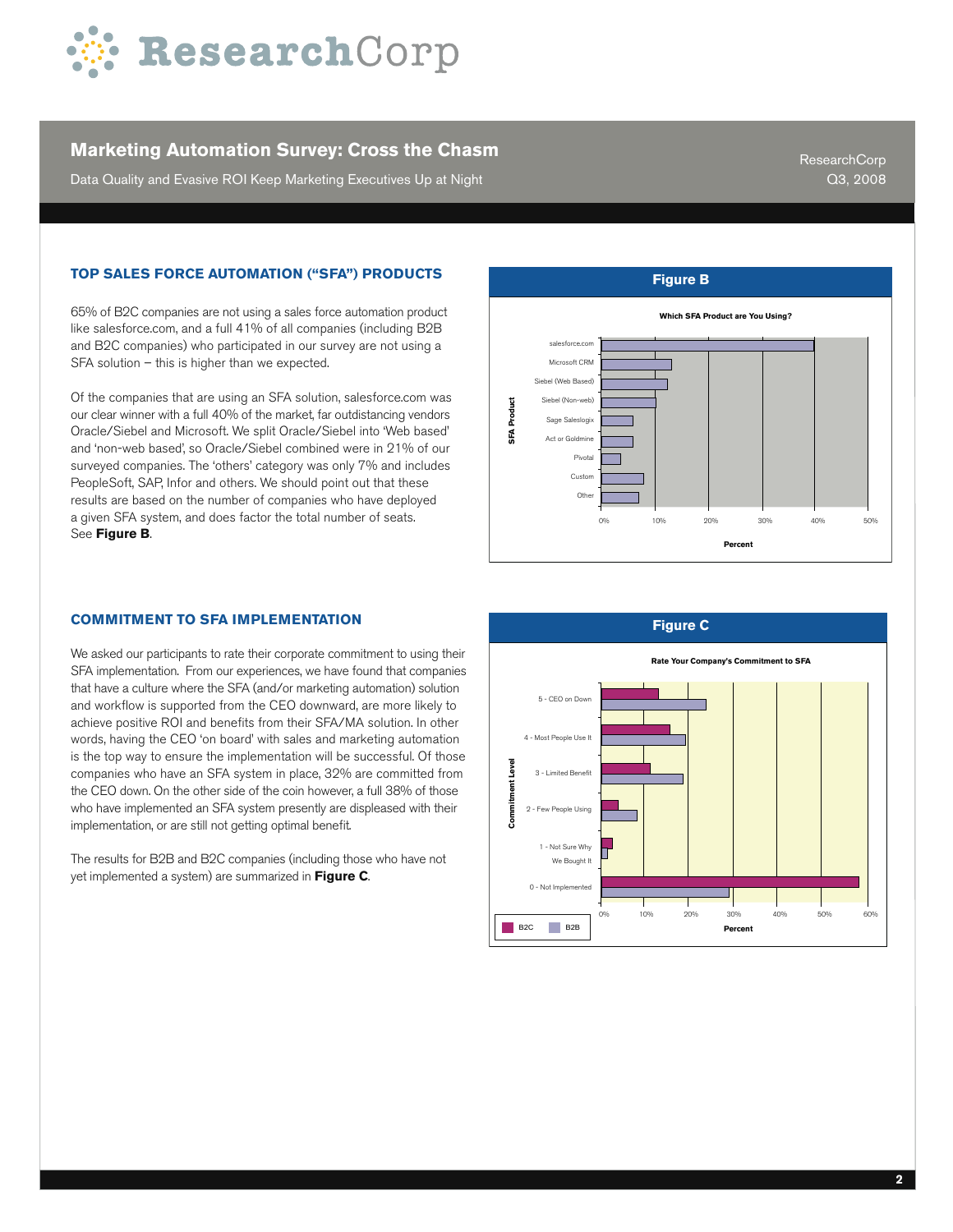# Marketing Automation Survey: Cross the Chasm

Data Quality and Evasive ROI Keep Marketing Executives Up at Night

ResearchCorp
Q3, 2008

## TOP SALES FORCE AUTOMATION ("SFA") PRODUCTS

65% of B2C companies are not using a sales force automation product like salesforce.com, and a full 41% of all companies (including B2B and B2C companies) who participated in our survey are not using a SFA solution – this is higher than we expected.

Of the companies that are using an SFA solution, salesforce.com was our clear winner with a full 40% of the market, far outdistancing vendors Oracle/Siebel and Microsoft. We split Oracle/Siebel into 'Web based' and 'non-web based', so Oracle/Siebel combined were in 21% of our surveyed companies. The 'others' category was only 7% and includes PeopleSoft, SAP, Infor and others. We should point out that these results are based on the number of companies who have deployed a given SFA system, and does factor the total number of seats. See **Figure B**.

**Figure B**

Which SFA Product are You Using?

## COMMITMENT TO SFA IMPLEMENTATION

We asked our participants to rate their corporate commitment to using their SFA implementation. From our experiences, we have found that companies that have a culture where the SFA (and/or marketing automation) solution and workflow is supported from the CEO downward, are more likely to achieve positive ROI and benefits from their SFA/MA solution. In other words, having the CEO 'on board' with sales and marketing automation is the top way to ensure the implementation will be successful. Of those companies who have an SFA system in place, 32% are committed from the CEO down. On the other side of the coin however, a full 38% of those who have implemented an SFA system presently are displeased with their implementation, or are still not getting optimal benefit.

The results for B2B and B2C companies (including those who have not yet implemented a system) are summarized in **Figure C**.

**Figure C**

Rate Your Company's Commitment to SFA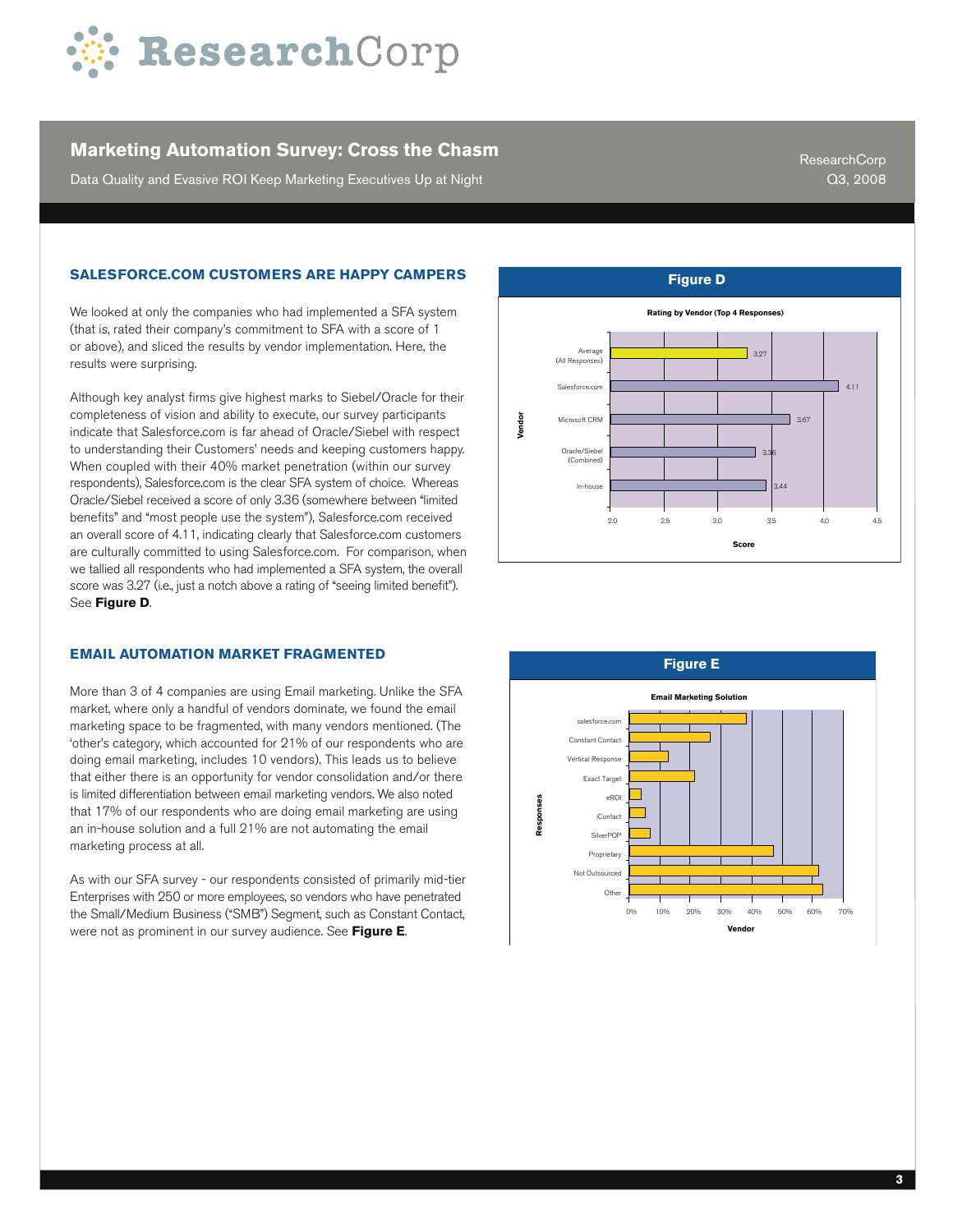## SALESFORCE.COM CUSTOMERS ARE HAPPY CAMPERS

We looked at only the companies who had implemented a SFA system (that is, rated their company's commitment to SFA with a score of 1 or above), and sliced the results by vendor implementation. Here, the results were surprising.

Although key analyst firms give highest marks to Siebel/Oracle for their completeness of vision and ability to execute, our survey participants indicate that Salesforce.com is far ahead of Oracle/Siebel with respect to understanding their Customers' needs and keeping customers happy. When coupled with their 40% market penetration (within our survey respondents), Salesforce.com is the clear SFA system of choice. Whereas Oracle/Siebel received a score of only 3.36 (somewhere between "limited benefits" and "most people use the system"), Salesforce.com received an overall score of 4.11, indicating clearly that Salesforce.com customers are culturally committed to using Salesforce.com. For comparison, when we tallied all respondents who had implemented a SFA system, the overall score was 3.27 (i.e., just a notch above a rating of "seeing limited benefit"). See **Figure D**.

**Figure D**

Rating by Vendor (Top 4 Responses)

| Vendor | Score |
|---|---|
| Average (All Responses) | 3.27 |
| Salesforce.com | 4.11 |
| Microsoft CRM | 3.67 |
| Oracle/Siebel (Combined) | 3.36 |
| In-house | 3.44 |

## EMAIL AUTOMATION MARKET FRAGMENTED

More than 3 of 4 companies are using Email marketing. Unlike the SFA market, where only a handful of vendors dominate, we found the email marketing space to be fragmented, with many vendors mentioned. (The 'other's category, which accounted for 21% of our respondents who are doing email marketing, includes 10 vendors). This leads us to believe that either there is an opportunity for vendor consolidation and/or there is limited differentiation between email marketing vendors. We also noted that 17% of our respondents who are doing email marketing are using an in-house solution and a full 21% are not automating the email marketing process at all.

As with our SFA survey - our respondents consisted of primarily mid-tier Enterprises with 250 or more employees, so vendors who have penetrated the Small/Medium Business ("SMB") Segment, such as Constant Contact, were not as prominent in our survey audience. See **Figure E**.

**Figure E**

Email Marketing Solution

Responses: salesforce.com, Constant Contact, Vertical Response, Exact Target, eROI, iContact, SilverPOP, Proprietary, Not Outsourced, Other

Vendor (0%–70%)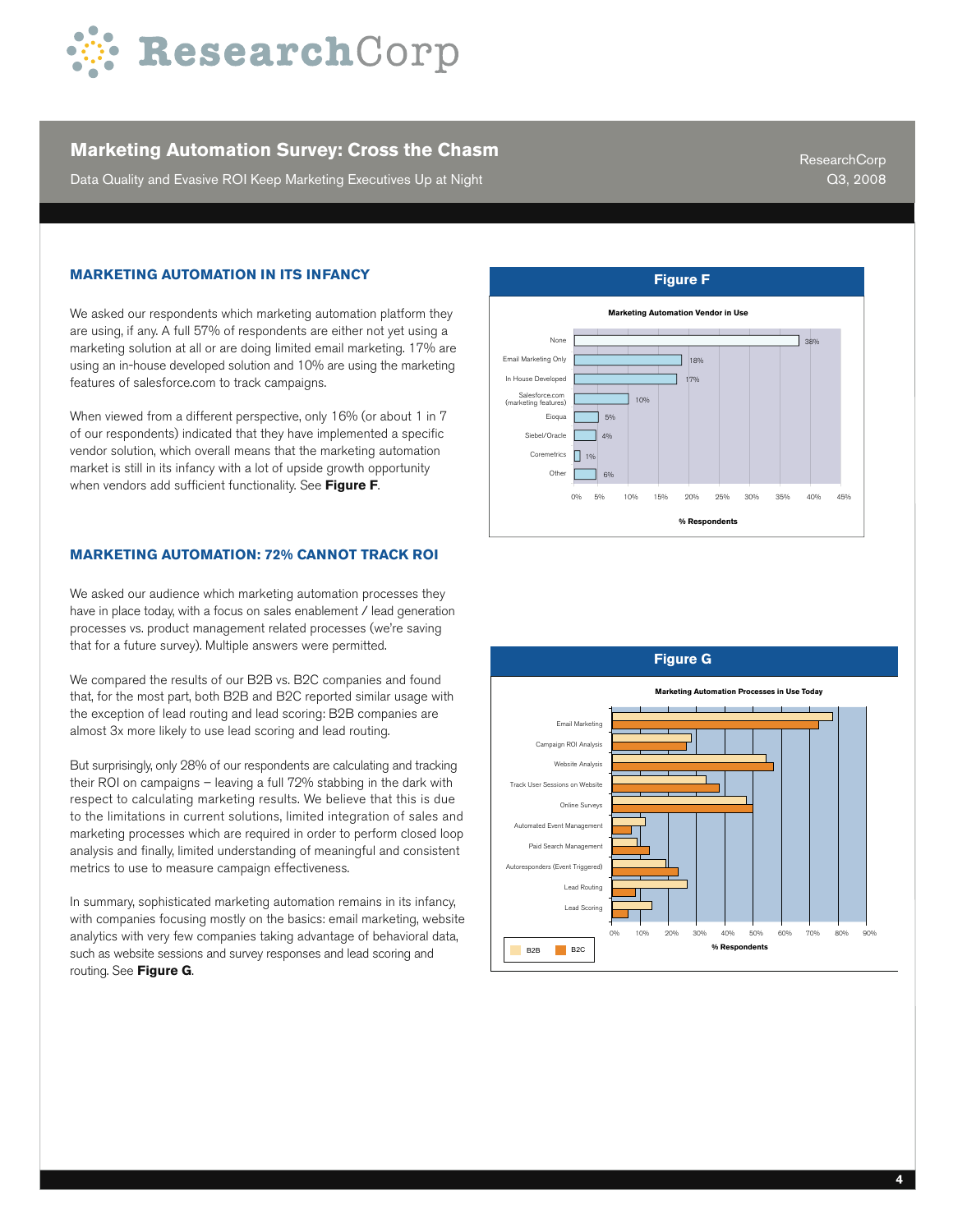## MARKETING AUTOMATION IN ITS INFANCY

We asked our respondents which marketing automation platform they are using, if any. A full 57% of respondents are either not yet using a marketing solution at all or are doing limited email marketing. 17% are using an in-house developed solution and 10% are using the marketing features of salesforce.com to track campaigns.

When viewed from a different perspective, only 16% (or about 1 in 7 of our respondents) indicated that they have implemented a specific vendor solution, which overall means that the marketing automation market is still in its infancy with a lot of upside growth opportunity when vendors add sufficient functionality. See **Figure F**.

**Figure F**

Marketing Automation Vendor in Use

| Vendor | % Respondents |
|---|---|
| None | 38% |
| Email Marketing Only | 18% |
| In House Developed | 17% |
| Salesforce.com (marketing features) | 10% |
| Eloqua | 5% |
| Siebel/Oracle | 4% |
| Coremetrics | 1% |
| Other | 6% |

## MARKETING AUTOMATION: 72% CANNOT TRACK ROI

We asked our audience which marketing automation processes they have in place today, with a focus on sales enablement / lead generation processes vs. product management related processes (we're saving that for a future survey). Multiple answers were permitted.

We compared the results of our B2B vs. B2C companies and found that, for the most part, both B2B and B2C reported similar usage with the exception of lead routing and lead scoring: B2B companies are almost 3x more likely to use lead scoring and lead routing.

But surprisingly, only 28% of our respondents are calculating and tracking their ROI on campaigns – leaving a full 72% stabbing in the dark with respect to calculating marketing results. We believe that this is due to the limitations in current solutions, limited integration of sales and marketing processes which are required in order to perform closed loop analysis and finally, limited understanding of meaningful and consistent metrics to use to measure campaign effectiveness.

In summary, sophisticated marketing automation remains in its infancy, with companies focusing mostly on the basics: email marketing, website analytics with very few companies taking advantage of behavioral data, such as website sessions and survey responses and lead scoring and routing. See **Figure G**.

**Figure G**

Marketing Automation Processes in Use Today

Processes shown (% Respondents, B2B vs. B2C): Email Marketing; Campaign ROI Analysis; Website Analysis; Track User Sessions on Website; Online Surveys; Automated Event Management; Paid Search Management; Autoresponders (Event Triggered); Lead Routing; Lead Scoring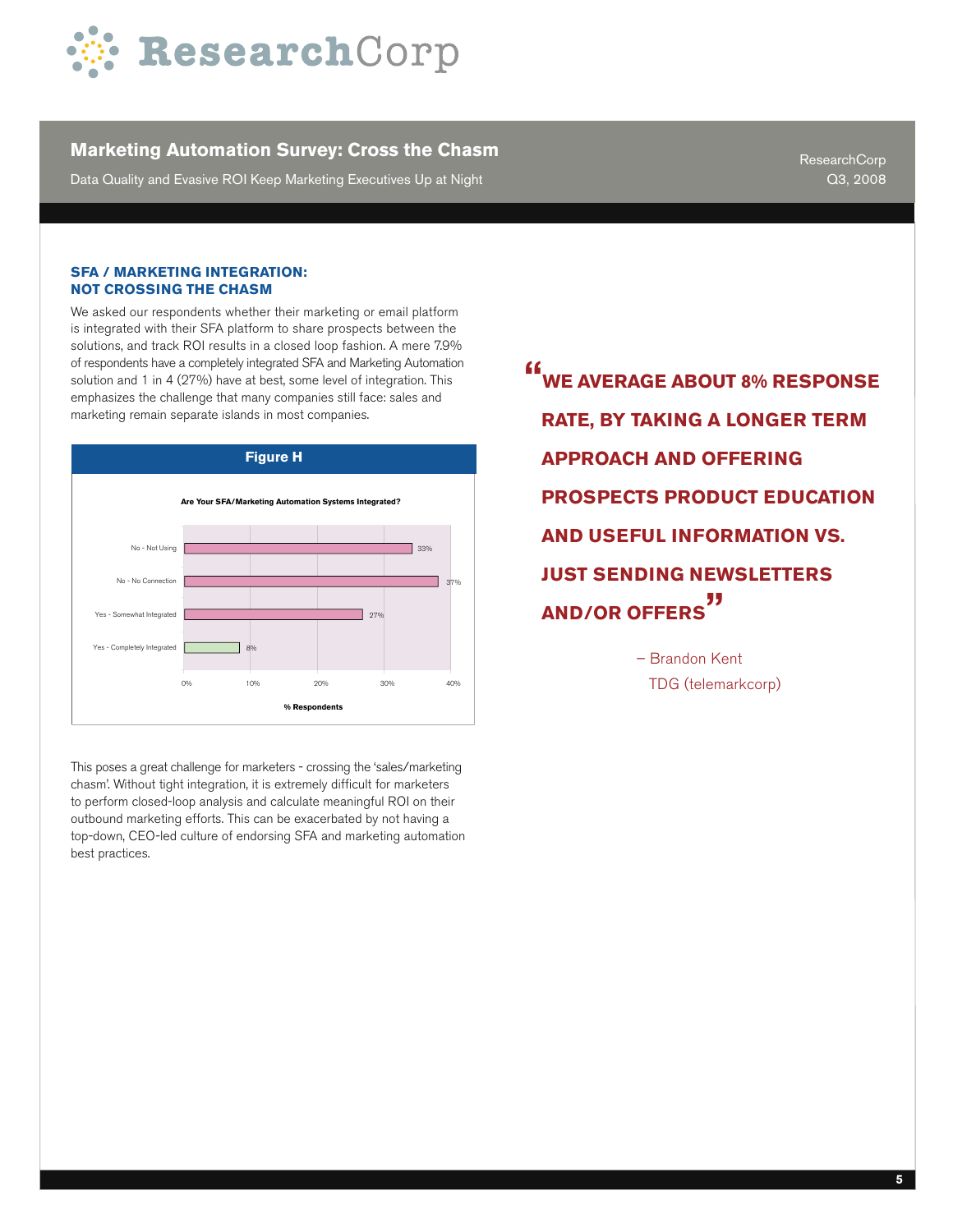## SFA / MARKETING INTEGRATION: NOT CROSSING THE CHASM

We asked our respondents whether their marketing or email platform is integrated with their SFA platform to share prospects between the solutions, and track ROI results in a closed loop fashion. A mere 7.9% of respondents have a completely integrated SFA and Marketing Automation solution and 1 in 4 (27%) have at best, some level of integration. This emphasizes the challenge that many companies still face: sales and marketing remain separate islands in most companies.

**Figure H**

**Are Your SFA/Marketing Automation Systems Integrated?**

| Response | % Respondents |
|---|---|
| No - Not Using | 33% |
| No - No Connection | 37% |
| Yes - Somewhat Integrated | 27% |
| Yes - Completely Integrated | 8% |

This poses a great challenge for marketers - crossing the 'sales/marketing chasm'. Without tight integration, it is extremely difficult for marketers to perform closed-loop analysis and calculate meaningful ROI on their outbound marketing efforts. This can be exacerbated by not having a top-down, CEO-led culture of endorsing SFA and marketing automation best practices.

> **"WE AVERAGE ABOUT 8% RESPONSE RATE, BY TAKING A LONGER TERM APPROACH AND OFFERING PROSPECTS PRODUCT EDUCATION AND USEFUL INFORMATION VS. JUST SENDING NEWSLETTERS AND/OR OFFERS"**
>
> – Brandon Kent
> TDG (telemarkcorp)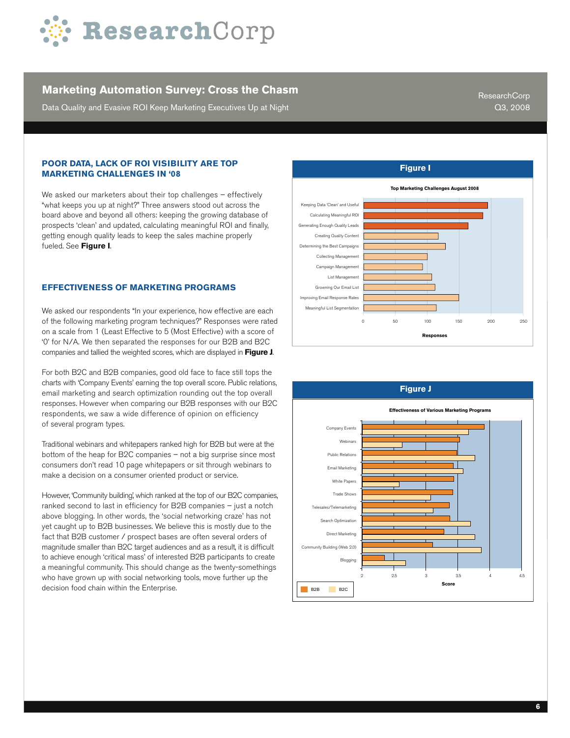# Marketing Automation Survey: Cross the Chasm

Data Quality and Evasive ROI Keep Marketing Executives Up at Night

ResearchCorp
Q3, 2008

## POOR DATA, LACK OF ROI VISIBILITY ARE TOP MARKETING CHALLENGES IN '08

We asked our marketers about their top challenges – effectively "what keeps you up at night?" Three answers stood out across the board above and beyond all others: keeping the growing database of prospects 'clean' and updated, calculating meaningful ROI and finally, getting enough quality leads to keep the sales machine properly fueled. See **Figure I**.

## EFFECTIVENESS OF MARKETING PROGRAMS

We asked our respondents "In your experience, how effective are each of the following marketing program techniques?" Responses were rated on a scale from 1 (Least Effective to 5 (Most Effective) with a score of '0' for N/A. We then separated the responses for our B2B and B2C companies and tallied the weighted scores, which are displayed in **Figure J**.

For both B2C and B2B companies, good old face to face still tops the charts with 'Company Events' earning the top overall score. Public relations, email marketing and search optimization rounding out the top overall responses. However when comparing our B2B responses with our B2C respondents, we saw a wide difference of opinion on efficiency of several program types.

Traditional webinars and whitepapers ranked high for B2B but were at the bottom of the heap for B2C companies – not a big surprise since most consumers don't read 10 page whitepapers or sit through webinars to make a decision on a consumer oriented product or service.

However, 'Community building', which ranked at the top of our B2C companies, ranked second to last in efficiency for B2B companies – just a notch above blogging. In other words, the 'social networking craze' has not yet caught up to B2B businesses. We believe this is mostly due to the fact that B2B customer / prospect bases are often several orders of magnitude smaller than B2C target audiences and as a result, it is difficult to achieve enough 'critical mass' of interested B2B participants to create a meaningful community. This should change as the twenty-somethings who have grown up with social networking tools, move further up the decision food chain within the Enterprise.

**Figure I**

Top Marketing Challenges August 2008

| Challenge | Responses (approx.) |
|---|---|
| Keeping Data 'Clean' and Useful | 195 |
| Calculating Meaningful ROI | 187 |
| Generating Enough Quality Leads | 164 |
| Creating Quality Content | 117 |
| Determining the Best Campaigns | 129 |
| Collecting Management | 100 |
| Campaign Management | 92 |
| List Management | 107 |
| Growning Our Email List | 112 |
| Improving Email Response Rates | 149 |
| Meaningful List Segmentation | 114 |

**Figure J**

Effectiveness of Various Marketing Programs

| Program | B2B Score (approx.) | B2C Score (approx.) |
|---|---|---|
| Company Events | 3.9 | 3.65 |
| Webinars | 3.5 | 2.6 |
| Public Relations | 3.5 | 3.75 |
| Email Marketing | 3.4 | 3.6 |
| White Papers | 3.4 | 2.6 |
| Trade Shows | 3.4 | 3.1 |
| Telesales/Telemarketing | 3.4 | 3.1 |
| Search Optimization | 3.4 | 3.7 |
| Direct Marketing | 3.3 | 3.75 |
| Community Building (Web 2.0) | 3.1 | 3.85 |
| Blogging | 2.35 | 2.7 |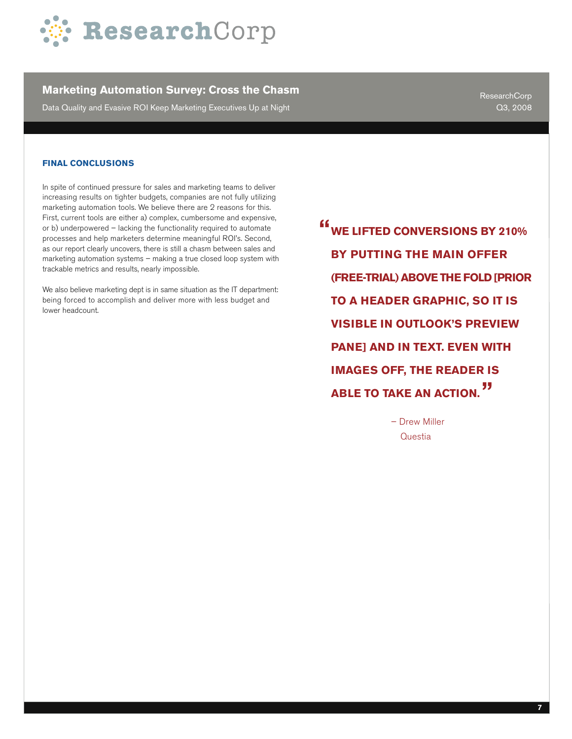## FINAL CONCLUSIONS

In spite of continued pressure for sales and marketing teams to deliver increasing results on tighter budgets, companies are not fully utilizing marketing automation tools. We believe there are 2 reasons for this. First, current tools are either a) complex, cumbersome and expensive, or b) underpowered – lacking the functionality required to automate processes and help marketers determine meaningful ROI's. Second, as our report clearly uncovers, there is still a chasm between sales and marketing automation systems – making a true closed loop system with trackable metrics and results, nearly impossible.

We also believe marketing dept is in same situation as the IT department: being forced to accomplish and deliver more with less budget and lower headcount.

> **"WE LIFTED CONVERSIONS BY 210% BY PUTTING THE MAIN OFFER (FREE-TRIAL) ABOVE THE FOLD [PRIOR TO A HEADER GRAPHIC, SO IT IS VISIBLE IN OUTLOOK'S PREVIEW PANE] AND IN TEXT. EVEN WITH IMAGES OFF, THE READER IS ABLE TO TAKE AN ACTION."**
>
> – Drew Miller
> Questia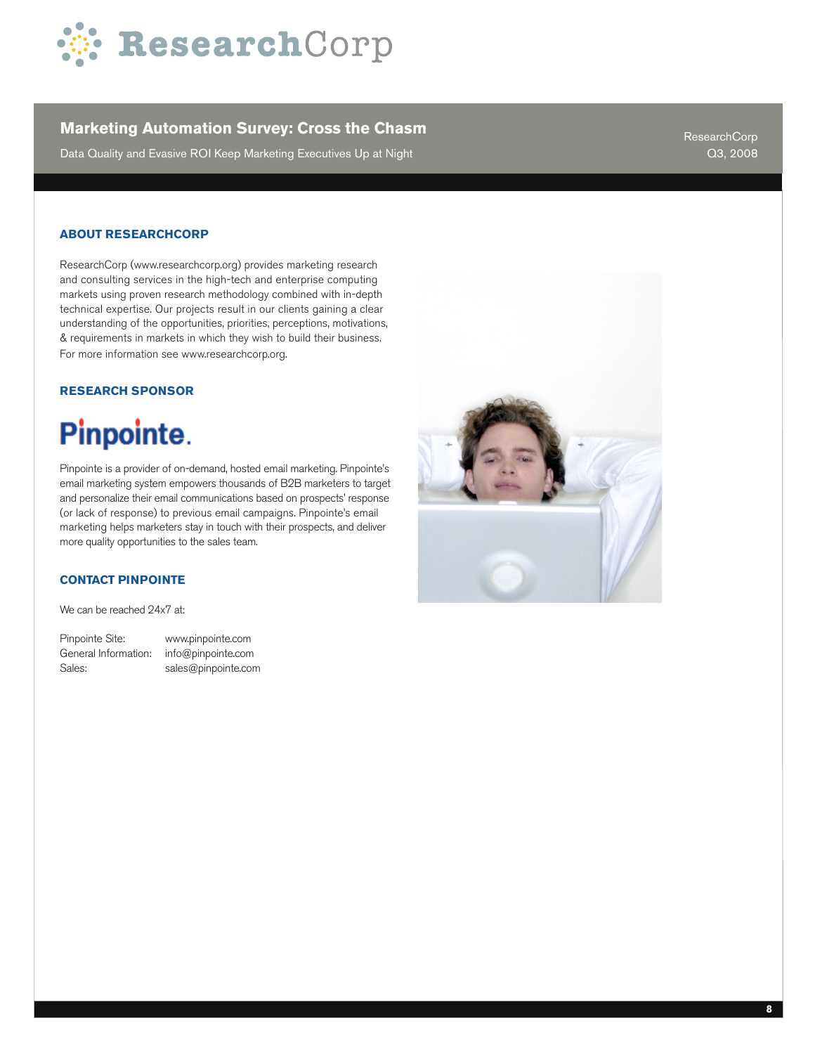## ABOUT RESEARCHCORP

ResearchCorp (www.researchcorp.org) provides marketing research and consulting services in the high-tech and enterprise computing markets using proven research methodology combined with in-depth technical expertise. Our projects result in our clients gaining a clear understanding of the opportunities, priorities, perceptions, motivations, & requirements in markets in which they wish to build their business. For more information see www.researchcorp.org.

## RESEARCH SPONSOR

**Pinpointe.**

Pinpointe is a provider of on-demand, hosted email marketing. Pinpointe's email marketing system empowers thousands of B2B marketers to target and personalize their email communications based on prospects' response (or lack of response) to previous email campaigns. Pinpointe's email marketing helps marketers stay in touch with their prospects, and deliver more quality opportunities to the sales team.

## CONTACT PINPOINTE

We can be reached 24x7 at:

| | |
|---|---|
| Pinpointe Site: | www.pinpointe.com |
| General Information: | info@pinpointe.com |
| Sales: | sales@pinpointe.com |